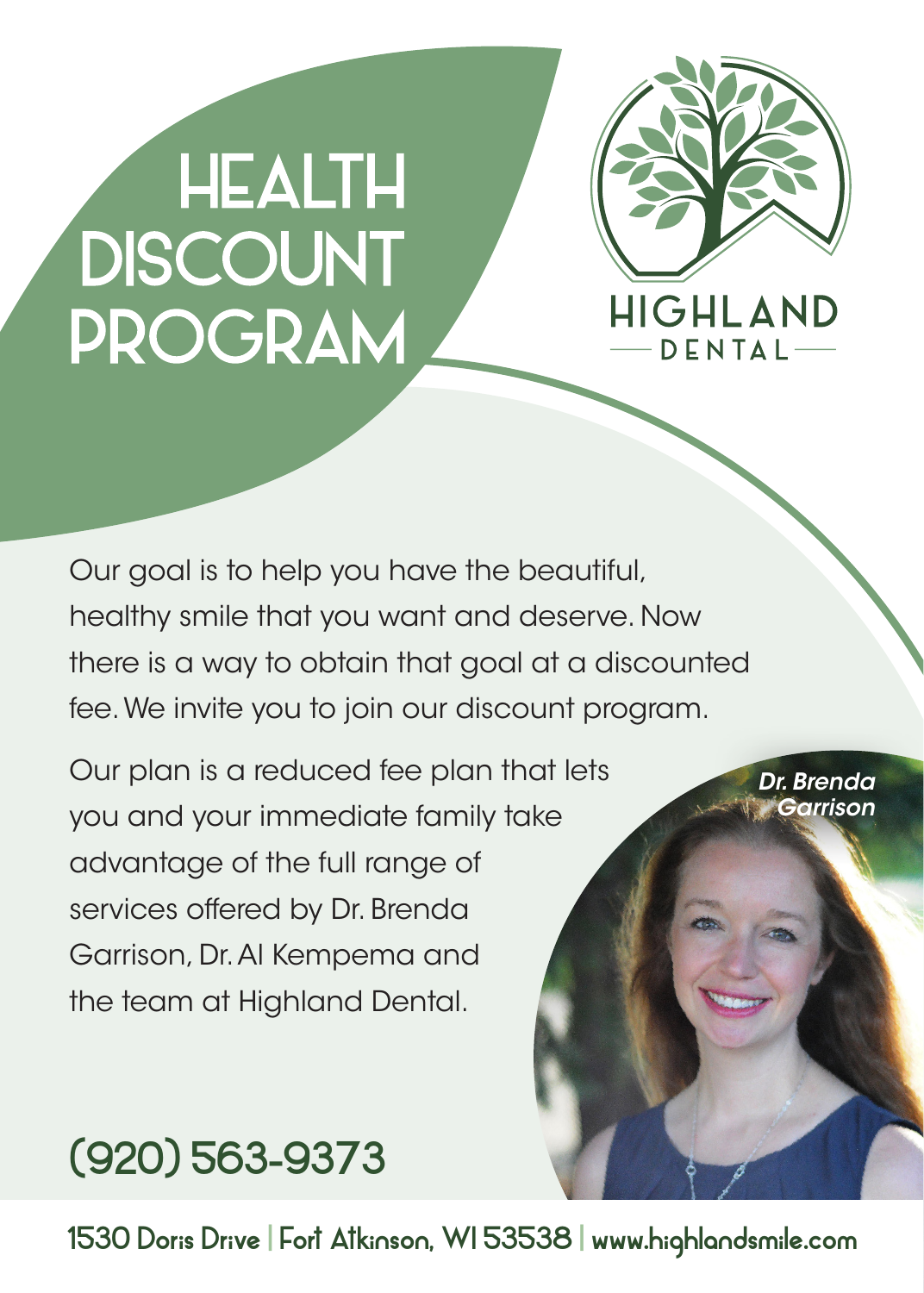# HEALTH DISCOUNT PROGRAM

HIGHLAND
DENTAL

Our goal is to help you have the beautiful, healthy smile that you want and deserve. Now there is a way to obtain that goal at a discounted fee. We invite you to join our discount program.

Our plan is a reduced fee plan that lets you and your immediate family take advantage of the full range of services offered by Dr. Brenda Garrison, Dr. Al Kempema and the team at Highland Dental.

*Dr. Brenda Garrison*

## (920) 563-9373

1530 Doris Drive | Fort Atkinson, WI 53538 | www.highlandsmile.com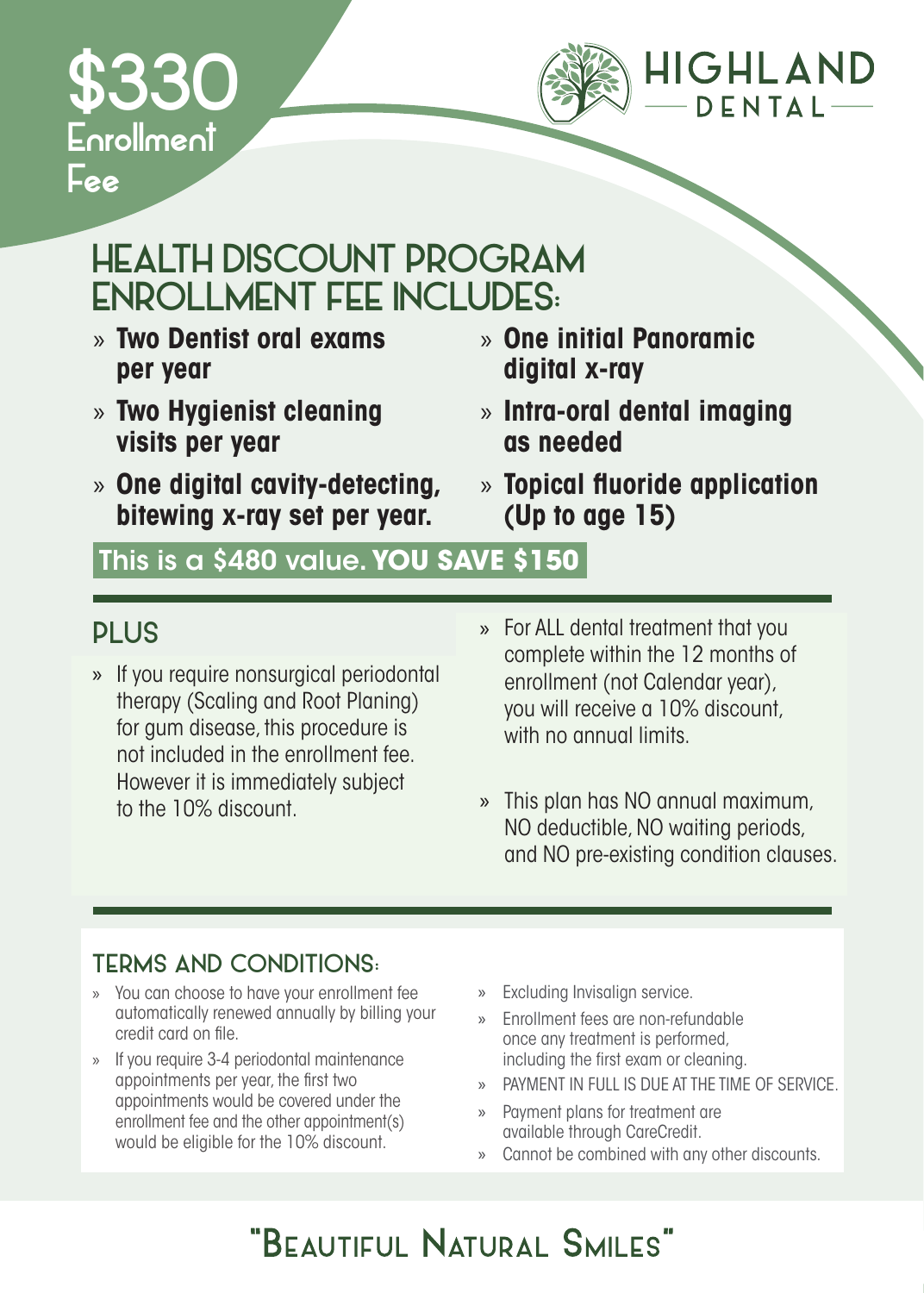# $330 Enrollment Fee

HIGHLAND
DENTAL

## HEALTH DISCOUNT PROGRAM ENROLLMENT FEE INCLUDES:

- **Two Dentist oral exams per year**
- **Two Hygienist cleaning visits per year**
- **One digital cavity-detecting, bitewing x-ray set per year.**
- **One initial Panoramic digital x-ray**
- **Intra-oral dental imaging as needed**
- **Topical fluoride application (Up to age 15)**

This is a $480 value. **YOU SAVE $150**

## PLUS

- If you require nonsurgical periodontal therapy (Scaling and Root Planing) for gum disease, this procedure is not included in the enrollment fee. However it is immediately subject to the 10% discount.
- For ALL dental treatment that you complete within the 12 months of enrollment (not Calendar year), you will receive a 10% discount, with no annual limits.
- This plan has NO annual maximum, NO deductible, NO waiting periods, and NO pre-existing condition clauses.

## TERMS AND CONDITIONS:

- You can choose to have your enrollment fee automatically renewed annually by billing your credit card on file.
- If you require 3-4 periodontal maintenance appointments per year, the first two appointments would be covered under the enrollment fee and the other appointment(s) would be eligible for the 10% discount.
- Excluding Invisalign service.
- Enrollment fees are non-refundable once any treatment is performed, including the first exam or cleaning.
- PAYMENT IN FULL IS DUE AT THE TIME OF SERVICE.
- Payment plans for treatment are available through CareCredit.
- Cannot be combined with any other discounts.

"Beautiful Natural Smiles"